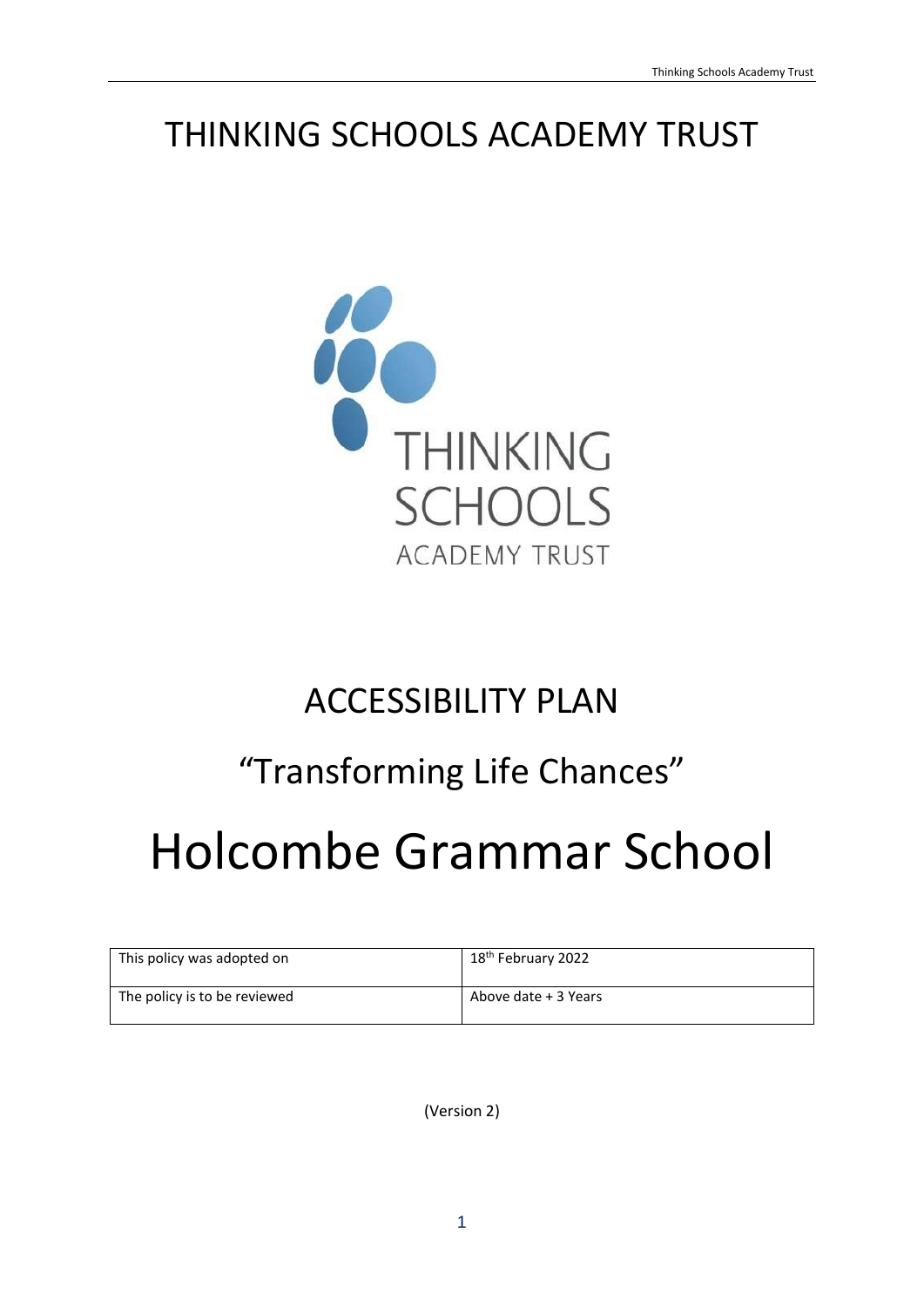# THINKING SCHOOLS ACADEMY TRUST

THINKING SCHOOLS ACADEMY TRUST

## ACCESSIBILITY PLAN

### "Transforming Life Chances"

# Holcombe Grammar School

| This policy was adopted on | 18th February 2022 |
| --- | --- |
| The policy is to be reviewed | Above date + 3 Years |

(Version 2)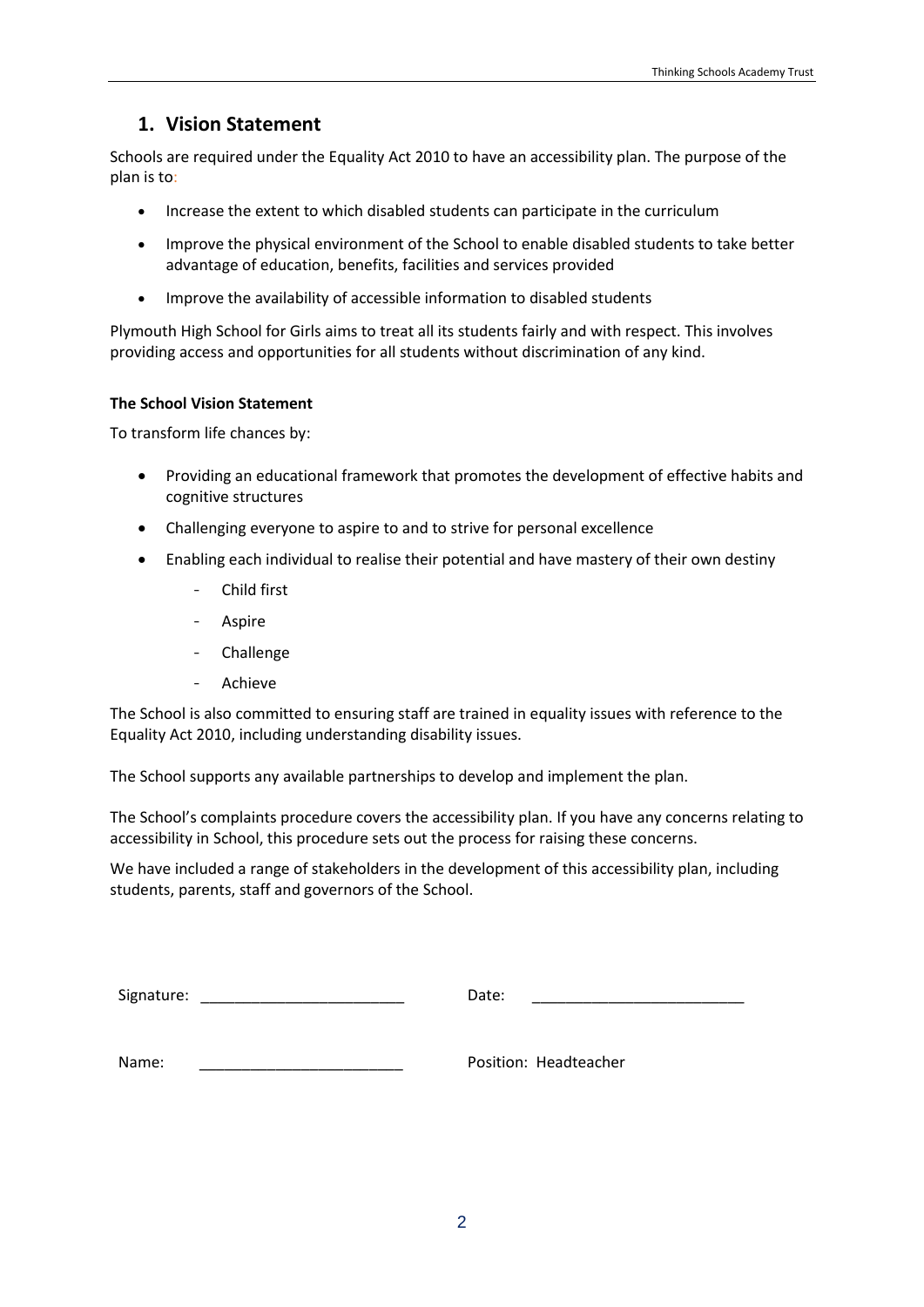## 1. Vision Statement

Schools are required under the Equality Act 2010 to have an accessibility plan. The purpose of the plan is to:

- Increase the extent to which disabled students can participate in the curriculum
- Improve the physical environment of the School to enable disabled students to take better advantage of education, benefits, facilities and services provided
- Improve the availability of accessible information to disabled students

Plymouth High School for Girls aims to treat all its students fairly and with respect. This involves providing access and opportunities for all students without discrimination of any kind.

**The School Vision Statement**

To transform life chances by:

- Providing an educational framework that promotes the development of effective habits and cognitive structures
- Challenging everyone to aspire to and to strive for personal excellence
- Enabling each individual to realise their potential and have mastery of their own destiny
  - Child first
  - Aspire
  - Challenge
  - Achieve

The School is also committed to ensuring staff are trained in equality issues with reference to the Equality Act 2010, including understanding disability issues.

The School supports any available partnerships to develop and implement the plan.

The School's complaints procedure covers the accessibility plan. If you have any concerns relating to accessibility in School, this procedure sets out the process for raising these concerns.

We have included a range of stakeholders in the development of this accessibility plan, including students, parents, staff and governors of the School.

Signature: ________________________ Date: _________________________

Name: ________________________ Position: Headteacher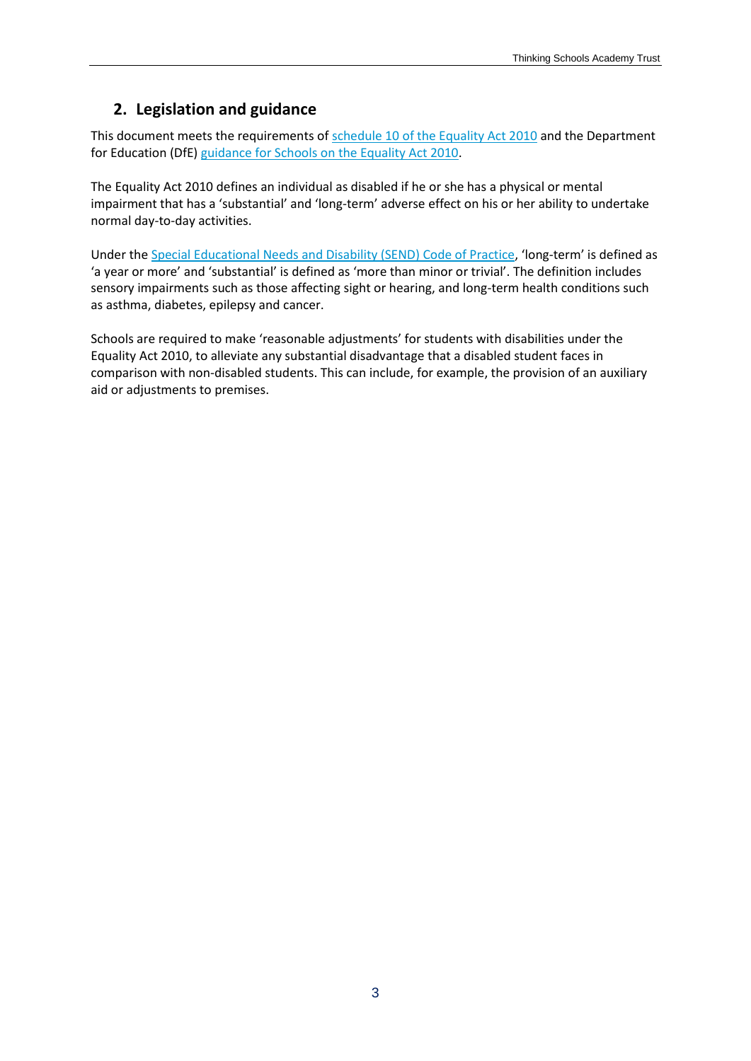## 2. Legislation and guidance

This document meets the requirements of schedule 10 of the Equality Act 2010 and the Department for Education (DfE) guidance for Schools on the Equality Act 2010.

The Equality Act 2010 defines an individual as disabled if he or she has a physical or mental impairment that has a 'substantial' and 'long-term' adverse effect on his or her ability to undertake normal day-to-day activities.

Under the Special Educational Needs and Disability (SEND) Code of Practice, 'long-term' is defined as 'a year or more' and 'substantial' is defined as 'more than minor or trivial'. The definition includes sensory impairments such as those affecting sight or hearing, and long-term health conditions such as asthma, diabetes, epilepsy and cancer.

Schools are required to make 'reasonable adjustments' for students with disabilities under the Equality Act 2010, to alleviate any substantial disadvantage that a disabled student faces in comparison with non-disabled students. This can include, for example, the provision of an auxiliary aid or adjustments to premises.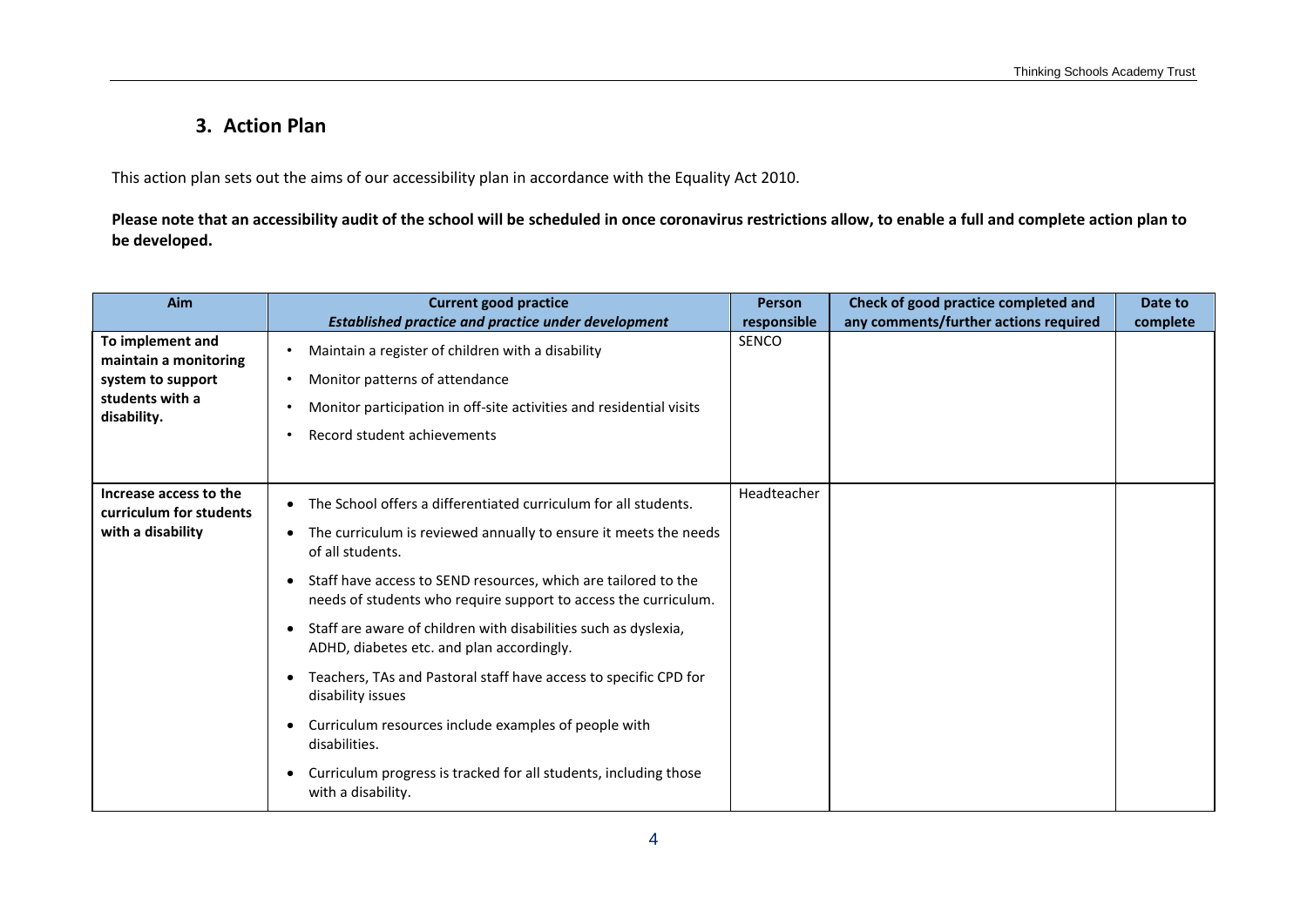## 3. Action Plan

This action plan sets out the aims of our accessibility plan in accordance with the Equality Act 2010.

**Please note that an accessibility audit of the school will be scheduled in once coronavirus restrictions allow, to enable a full and complete action plan to be developed.**

| Aim | Current good practice<br>*Established practice and practice under development* | Person responsible | Check of good practice completed and any comments/further actions required | Date to complete |
|---|---|---|---|---|
| **To implement and maintain a monitoring system to support students with a disability.** | • Maintain a register of children with a disability<br>• Monitor patterns of attendance<br>• Monitor participation in off-site activities and residential visits<br>• Record student achievements | SENCO | | |
| **Increase access to the curriculum for students with a disability** | • The School offers a differentiated curriculum for all students.<br>• The curriculum is reviewed annually to ensure it meets the needs of all students.<br>• Staff have access to SEND resources, which are tailored to the needs of students who require support to access the curriculum.<br>• Staff are aware of children with disabilities such as dyslexia, ADHD, diabetes etc. and plan accordingly.<br>• Teachers, TAs and Pastoral staff have access to specific CPD for disability issues<br>• Curriculum resources include examples of people with disabilities.<br>• Curriculum progress is tracked for all students, including those with a disability. | Headteacher | | |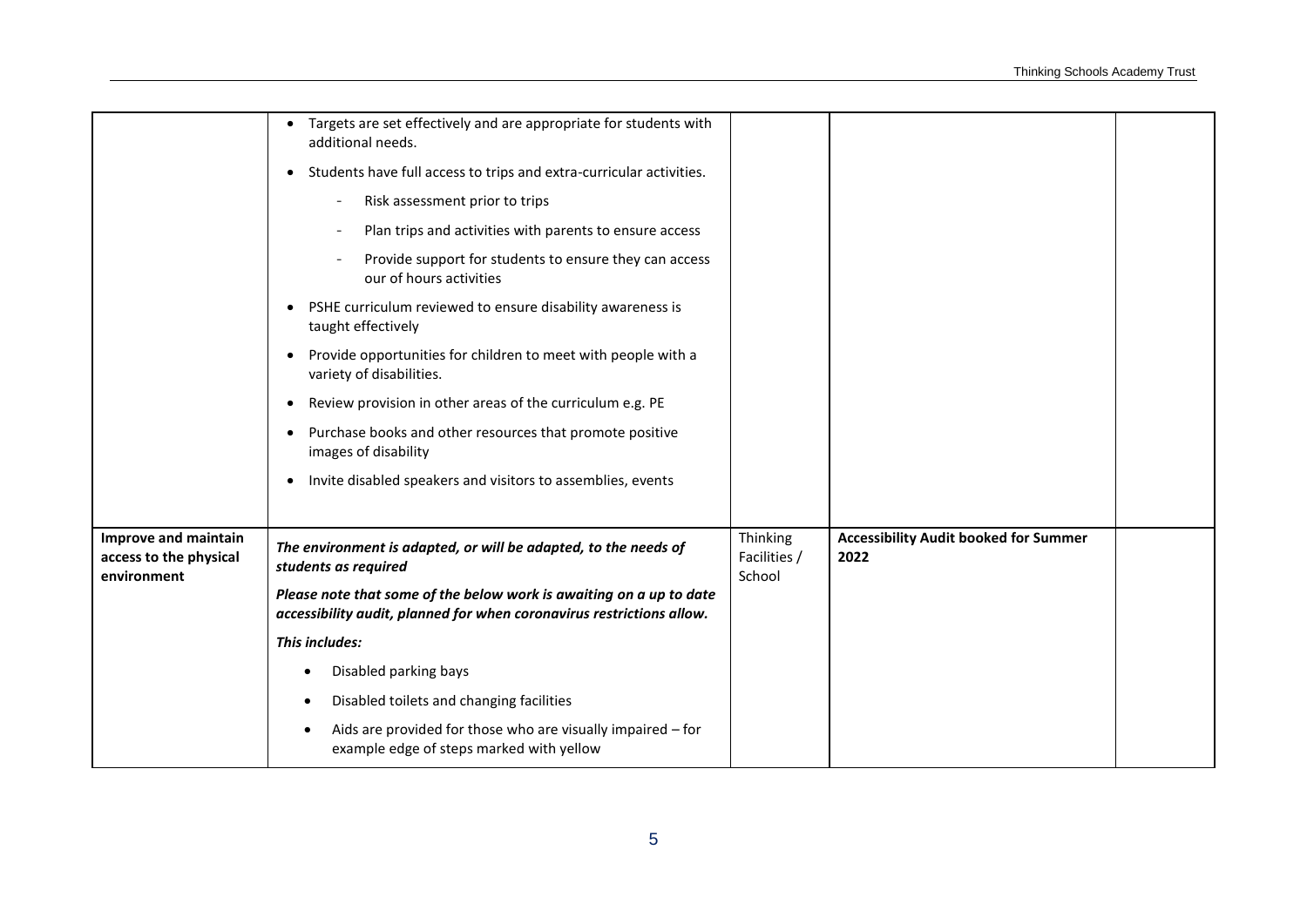| | | | | |
|---|---|---|---|---|
| | • Targets are set effectively and are appropriate for students with additional needs.<br>• Students have full access to trips and extra-curricular activities.<br>&nbsp;&nbsp;&nbsp;&nbsp;- Risk assessment prior to trips<br>&nbsp;&nbsp;&nbsp;&nbsp;- Plan trips and activities with parents to ensure access<br>&nbsp;&nbsp;&nbsp;&nbsp;- Provide support for students to ensure they can access our of hours activities<br>• PSHE curriculum reviewed to ensure disability awareness is taught effectively<br>• Provide opportunities for children to meet with people with a variety of disabilities.<br>• Review provision in other areas of the curriculum e.g. PE<br>• Purchase books and other resources that promote positive images of disability<br>• Invite disabled speakers and visitors to assemblies, events | | | |
| **Improve and maintain access to the physical environment** | ***The environment is adapted, or will be adapted, to the needs of students as required***<br>***Please note that some of the below work is awaiting on a up to date accessibility audit, planned for when coronavirus restrictions allow.***<br>***This includes:***<br>• Disabled parking bays<br>• Disabled toilets and changing facilities<br>• Aids are provided for those who are visually impaired – for example edge of steps marked with yellow | Thinking Facilities / School | **Accessibility Audit booked for Summer 2022** | |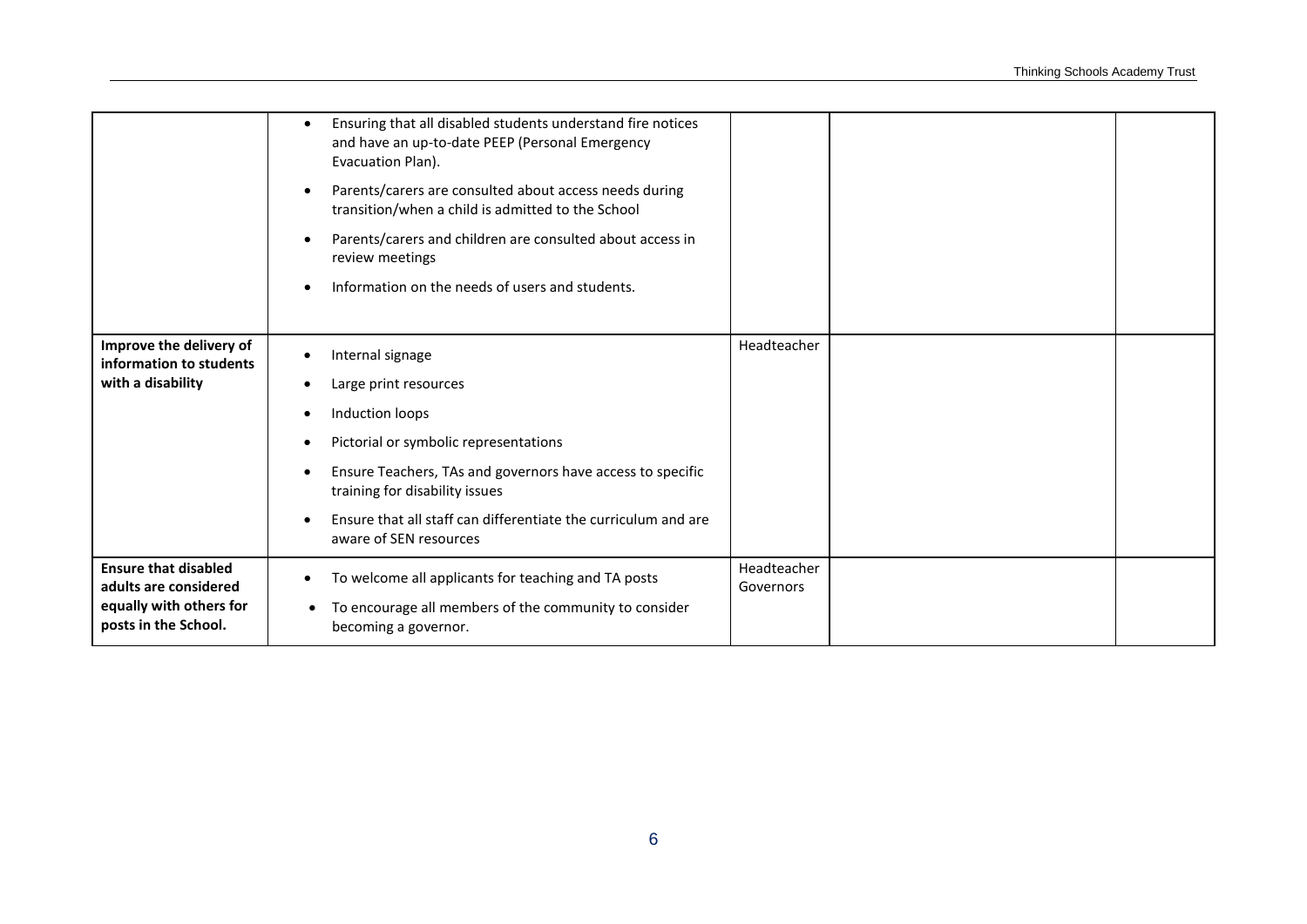| | | | | |
|---|---|---|---|---|
| | • Ensuring that all disabled students understand fire notices and have an up-to-date PEEP (Personal Emergency Evacuation Plan).<br>• Parents/carers are consulted about access needs during transition/when a child is admitted to the School<br>• Parents/carers and children are consulted about access in review meetings<br>• Information on the needs of users and students. | | | |
| **Improve the delivery of information to students with a disability** | • Internal signage<br>• Large print resources<br>• Induction loops<br>• Pictorial or symbolic representations<br>• Ensure Teachers, TAs and governors have access to specific training for disability issues<br>• Ensure that all staff can differentiate the curriculum and are aware of SEN resources | Headteacher | | |
| **Ensure that disabled adults are considered equally with others for posts in the School.** | • To welcome all applicants for teaching and TA posts<br>• To encourage all members of the community to consider becoming a governor. | Headteacher<br>Governors | | |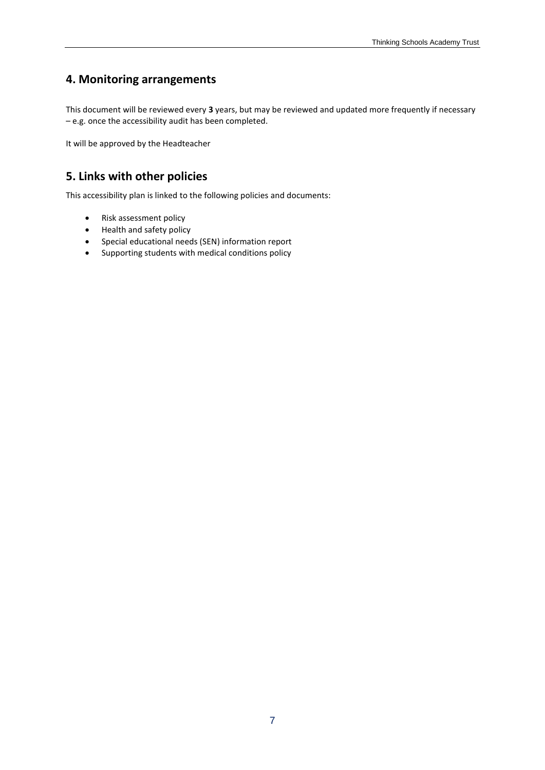## 4. Monitoring arrangements

This document will be reviewed every **3** years, but may be reviewed and updated more frequently if necessary – e.g. once the accessibility audit has been completed.

It will be approved by the Headteacher

## 5. Links with other policies

This accessibility plan is linked to the following policies and documents:

- Risk assessment policy
- Health and safety policy
- Special educational needs (SEN) information report
- Supporting students with medical conditions policy